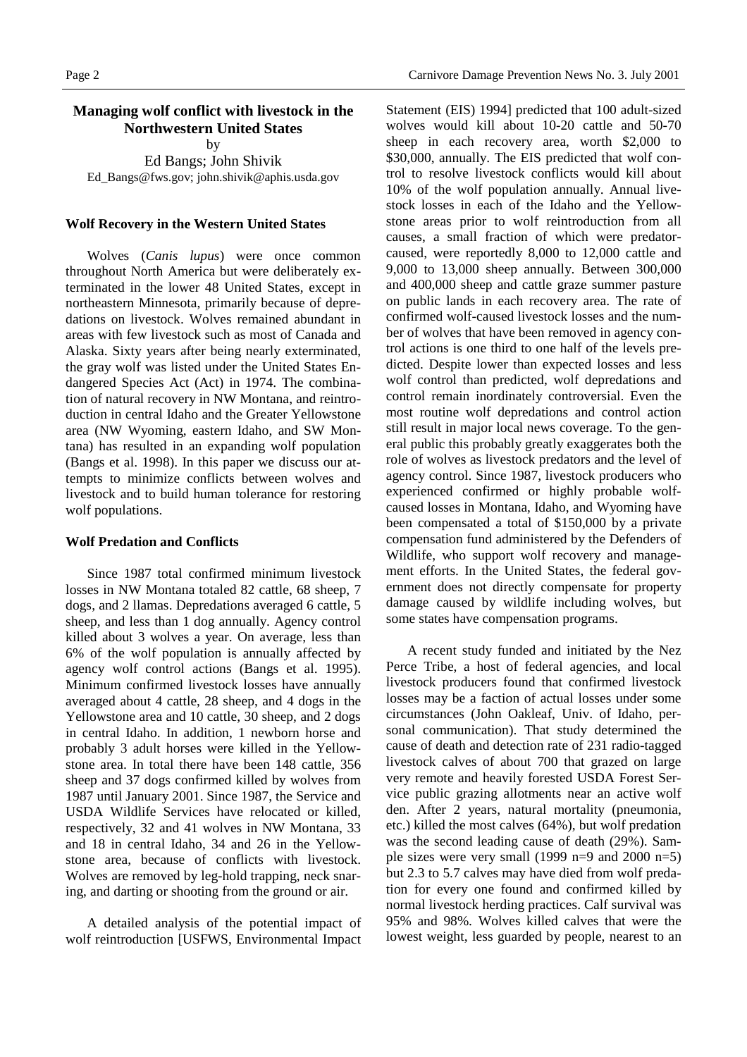## Managing wolf conflict with livestock in the Northwestern United States

by

Ed Bangs; John Shivik

Ed_Bangs@fws.gov; john.shivik@aphis.usda.gov

### Wolf Recovery in the Western United States

Wolves (*Canis lupus*) were once common throughout North America but were deliberately exterminated in the lower 48 United States, except in northeastern Minnesota, primarily because of depredations on livestock. Wolves remained abundant in areas with few livestock such as most of Canada and Alaska. Sixty years after being nearly exterminated, the gray wolf was listed under the United States Endangered Species Act (Act) in 1974. The combination of natural recovery in NW Montana, and reintroduction in central Idaho and the Greater Yellowstone area (NW Wyoming, eastern Idaho, and SW Montana) has resulted in an expanding wolf population (Bangs et al. 1998). In this paper we discuss our attempts to minimize conflicts between wolves and livestock and to build human tolerance for restoring wolf populations.

### Wolf Predation and Conflicts

Since 1987 total confirmed minimum livestock losses in NW Montana totaled 82 cattle, 68 sheep, 7 dogs, and 2 llamas. Depredations averaged 6 cattle, 5 sheep, and less than 1 dog annually. Agency control killed about 3 wolves a year. On average, less than 6% of the wolf population is annually affected by agency wolf control actions (Bangs et al. 1995). Minimum confirmed livestock losses have annually averaged about 4 cattle, 28 sheep, and 4 dogs in the Yellowstone area and 10 cattle, 30 sheep, and 2 dogs in central Idaho. In addition, 1 newborn horse and probably 3 adult horses were killed in the Yellowstone area. In total there have been 148 cattle, 356 sheep and 37 dogs confirmed killed by wolves from 1987 until January 2001. Since 1987, the Service and USDA Wildlife Services have relocated or killed, respectively, 32 and 41 wolves in NW Montana, 33 and 18 in central Idaho, 34 and 26 in the Yellowstone area, because of conflicts with livestock. Wolves are removed by leg-hold trapping, neck snaring, and darting or shooting from the ground or air.

A detailed analysis of the potential impact of wolf reintroduction [USFWS, Environmental Impact Statement (EIS) 1994] predicted that 100 adult-sized wolves would kill about 10-20 cattle and 50-70 sheep in each recovery area, worth \$2,000 to \$30,000, annually. The EIS predicted that wolf control to resolve livestock conflicts would kill about 10% of the wolf population annually. Annual livestock losses in each of the Idaho and the Yellowstone areas prior to wolf reintroduction from all causes, a small fraction of which were predator-caused, were reportedly 8,000 to 12,000 cattle and 9,000 to 13,000 sheep annually. Between 300,000 and 400,000 sheep and cattle graze summer pasture on public lands in each recovery area. The rate of confirmed wolf-caused livestock losses and the number of wolves that have been removed in agency control actions is one third to one half of the levels predicted. Despite lower than expected losses and less wolf control than predicted, wolf depredations and control remain inordinately controversial. Even the most routine wolf depredations and control action still result in major local news coverage. To the general public this probably greatly exaggerates both the role of wolves as livestock predators and the level of agency control. Since 1987, livestock producers who experienced confirmed or highly probable wolf-caused losses in Montana, Idaho, and Wyoming have been compensated a total of \$150,000 by a private compensation fund administered by the Defenders of Wildlife, who support wolf recovery and management efforts. In the United States, the federal government does not directly compensate for property damage caused by wildlife including wolves, but some states have compensation programs.

A recent study funded and initiated by the Nez Perce Tribe, a host of federal agencies, and local livestock producers found that confirmed livestock losses may be a faction of actual losses under some circumstances (John Oakleaf, Univ. of Idaho, personal communication). That study determined the cause of death and detection rate of 231 radio-tagged livestock calves of about 700 that grazed on large very remote and heavily forested USDA Forest Service public grazing allotments near an active wolf den. After 2 years, natural mortality (pneumonia, etc.) killed the most calves (64%), but wolf predation was the second leading cause of death (29%). Sample sizes were very small (1999 n=9 and 2000 n=5) but 2.3 to 5.7 calves may have died from wolf predation for every one found and confirmed killed by normal livestock herding practices. Calf survival was 95% and 98%. Wolves killed calves that were the lowest weight, less guarded by people, nearest to an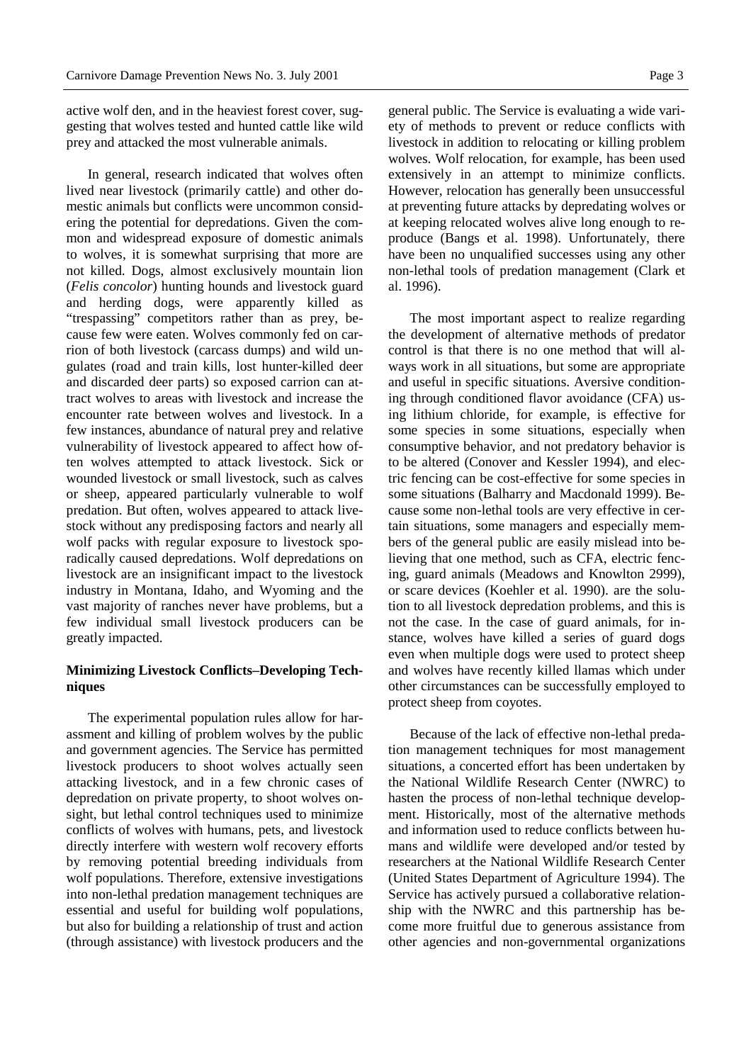active wolf den, and in the heaviest forest cover, suggesting that wolves tested and hunted cattle like wild prey and attacked the most vulnerable animals.

In general, research indicated that wolves often lived near livestock (primarily cattle) and other domestic animals but conflicts were uncommon considering the potential for depredations. Given the common and widespread exposure of domestic animals to wolves, it is somewhat surprising that more are not killed. Dogs, almost exclusively mountain lion (*Felis concolor*) hunting hounds and livestock guard and herding dogs, were apparently killed as "trespassing" competitors rather than as prey, because few were eaten. Wolves commonly fed on carrion of both livestock (carcass dumps) and wild ungulates (road and train kills, lost hunter-killed deer and discarded deer parts) so exposed carrion can attract wolves to areas with livestock and increase the encounter rate between wolves and livestock. In a few instances, abundance of natural prey and relative vulnerability of livestock appeared to affect how often wolves attempted to attack livestock. Sick or wounded livestock or small livestock, such as calves or sheep, appeared particularly vulnerable to wolf predation. But often, wolves appeared to attack livestock without any predisposing factors and nearly all wolf packs with regular exposure to livestock sporadically caused depredations. Wolf depredations on livestock are an insignificant impact to the livestock industry in Montana, Idaho, and Wyoming and the vast majority of ranches never have problems, but a few individual small livestock producers can be greatly impacted.

**Minimizing Livestock Conflicts–Developing Techniques**

The experimental population rules allow for harassment and killing of problem wolves by the public and government agencies. The Service has permitted livestock producers to shoot wolves actually seen attacking livestock, and in a few chronic cases of depredation on private property, to shoot wolves on-sight, but lethal control techniques used to minimize conflicts of wolves with humans, pets, and livestock directly interfere with western wolf recovery efforts by removing potential breeding individuals from wolf populations. Therefore, extensive investigations into non-lethal predation management techniques are essential and useful for building wolf populations, but also for building a relationship of trust and action (through assistance) with livestock producers and the general public. The Service is evaluating a wide variety of methods to prevent or reduce conflicts with livestock in addition to relocating or killing problem wolves. Wolf relocation, for example, has been used extensively in an attempt to minimize conflicts. However, relocation has generally been unsuccessful at preventing future attacks by depredating wolves or at keeping relocated wolves alive long enough to reproduce (Bangs et al. 1998). Unfortunately, there have been no unqualified successes using any other non-lethal tools of predation management (Clark et al. 1996).

The most important aspect to realize regarding the development of alternative methods of predator control is that there is no one method that will always work in all situations, but some are appropriate and useful in specific situations. Aversive conditioning through conditioned flavor avoidance (CFA) using lithium chloride, for example, is effective for some species in some situations, especially when consumptive behavior, and not predatory behavior is to be altered (Conover and Kessler 1994), and electric fencing can be cost-effective for some species in some situations (Balharry and Macdonald 1999). Because some non-lethal tools are very effective in certain situations, some managers and especially members of the general public are easily mislead into believing that one method, such as CFA, electric fencing, guard animals (Meadows and Knowlton 2999), or scare devices (Koehler et al. 1990). are the solution to all livestock depredation problems, and this is not the case. In the case of guard animals, for instance, wolves have killed a series of guard dogs even when multiple dogs were used to protect sheep and wolves have recently killed llamas which under other circumstances can be successfully employed to protect sheep from coyotes.

Because of the lack of effective non-lethal predation management techniques for most management situations, a concerted effort has been undertaken by the National Wildlife Research Center (NWRC) to hasten the process of non-lethal technique development. Historically, most of the alternative methods and information used to reduce conflicts between humans and wildlife were developed and/or tested by researchers at the National Wildlife Research Center (United States Department of Agriculture 1994). The Service has actively pursued a collaborative relationship with the NWRC and this partnership has become more fruitful due to generous assistance from other agencies and non-governmental organizations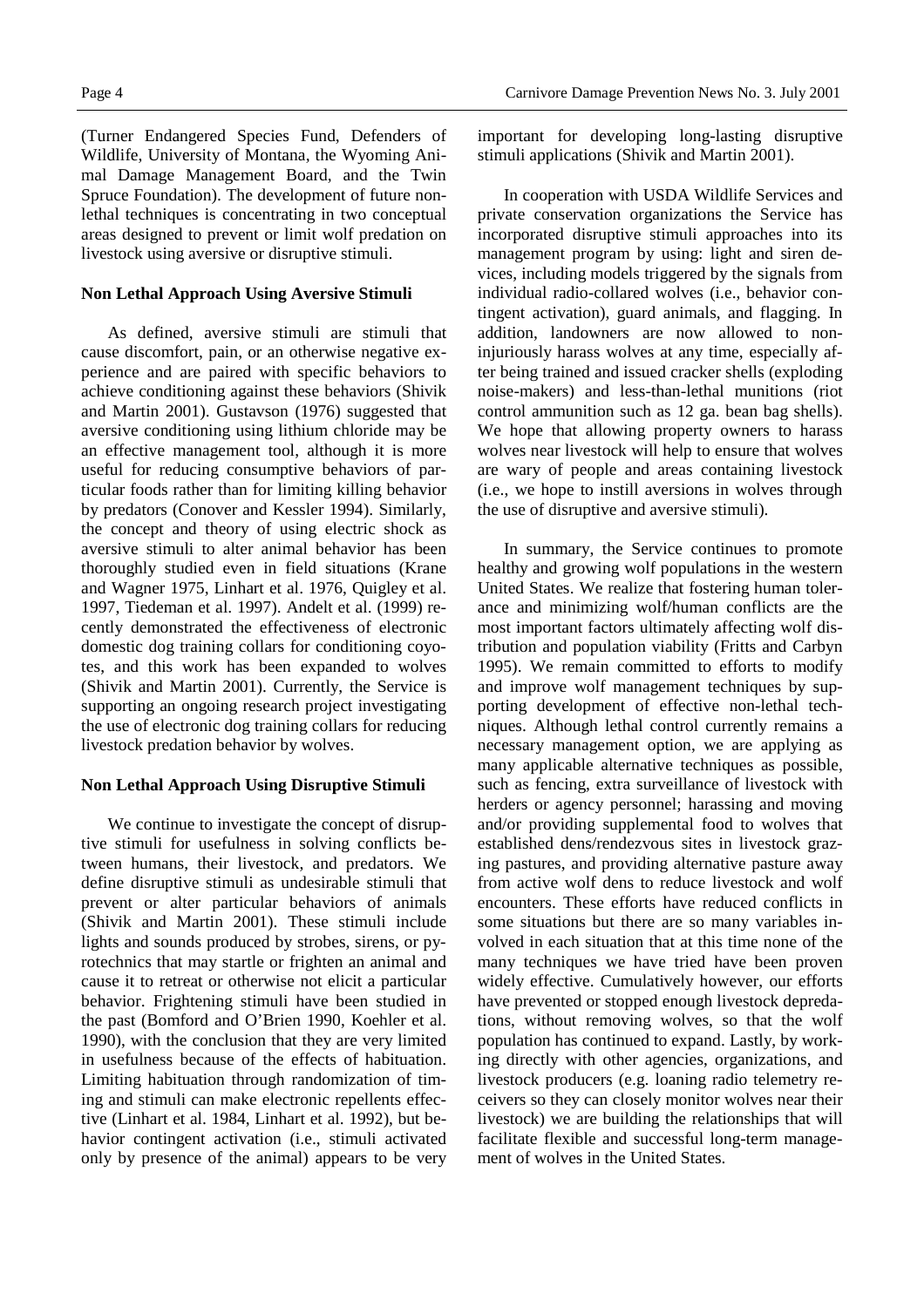(Turner Endangered Species Fund, Defenders of Wildlife, University of Montana, the Wyoming Animal Damage Management Board, and the Twin Spruce Foundation). The development of future nonlethal techniques is concentrating in two conceptual areas designed to prevent or limit wolf predation on livestock using aversive or disruptive stimuli.

**Non Lethal Approach Using Aversive Stimuli**

As defined, aversive stimuli are stimuli that cause discomfort, pain, or an otherwise negative experience and are paired with specific behaviors to achieve conditioning against these behaviors (Shivik and Martin 2001). Gustavson (1976) suggested that aversive conditioning using lithium chloride may be an effective management tool, although it is more useful for reducing consumptive behaviors of particular foods rather than for limiting killing behavior by predators (Conover and Kessler 1994). Similarly, the concept and theory of using electric shock as aversive stimuli to alter animal behavior has been thoroughly studied even in field situations (Krane and Wagner 1975, Linhart et al. 1976, Quigley et al. 1997, Tiedeman et al. 1997). Andelt et al. (1999) recently demonstrated the effectiveness of electronic domestic dog training collars for conditioning coyotes, and this work has been expanded to wolves (Shivik and Martin 2001). Currently, the Service is supporting an ongoing research project investigating the use of electronic dog training collars for reducing livestock predation behavior by wolves.

**Non Lethal Approach Using Disruptive Stimuli**

We continue to investigate the concept of disruptive stimuli for usefulness in solving conflicts between humans, their livestock, and predators. We define disruptive stimuli as undesirable stimuli that prevent or alter particular behaviors of animals (Shivik and Martin 2001). These stimuli include lights and sounds produced by strobes, sirens, or pyrotechnics that may startle or frighten an animal and cause it to retreat or otherwise not elicit a particular behavior. Frightening stimuli have been studied in the past (Bomford and O'Brien 1990, Koehler et al. 1990), with the conclusion that they are very limited in usefulness because of the effects of habituation. Limiting habituation through randomization of timing and stimuli can make electronic repellents effective (Linhart et al. 1984, Linhart et al. 1992), but behavior contingent activation (i.e., stimuli activated only by presence of the animal) appears to be very important for developing long-lasting disruptive stimuli applications (Shivik and Martin 2001).

In cooperation with USDA Wildlife Services and private conservation organizations the Service has incorporated disruptive stimuli approaches into its management program by using: light and siren devices, including models triggered by the signals from individual radio-collared wolves (i.e., behavior contingent activation), guard animals, and flagging. In addition, landowners are now allowed to non-injuriously harass wolves at any time, especially after being trained and issued cracker shells (exploding noise-makers) and less-than-lethal munitions (riot control ammunition such as 12 ga. bean bag shells). We hope that allowing property owners to harass wolves near livestock will help to ensure that wolves are wary of people and areas containing livestock (i.e., we hope to instill aversions in wolves through the use of disruptive and aversive stimuli).

In summary, the Service continues to promote healthy and growing wolf populations in the western United States. We realize that fostering human tolerance and minimizing wolf/human conflicts are the most important factors ultimately affecting wolf distribution and population viability (Fritts and Carbyn 1995). We remain committed to efforts to modify and improve wolf management techniques by supporting development of effective non-lethal techniques. Although lethal control currently remains a necessary management option, we are applying as many applicable alternative techniques as possible, such as fencing, extra surveillance of livestock with herders or agency personnel; harassing and moving and/or providing supplemental food to wolves that established dens/rendezvous sites in livestock grazing pastures, and providing alternative pasture away from active wolf dens to reduce livestock and wolf encounters. These efforts have reduced conflicts in some situations but there are so many variables involved in each situation that at this time none of the many techniques we have tried have been proven widely effective. Cumulatively however, our efforts have prevented or stopped enough livestock depredations, without removing wolves, so that the wolf population has continued to expand. Lastly, by working directly with other agencies, organizations, and livestock producers (e.g. loaning radio telemetry receivers so they can closely monitor wolves near their livestock) we are building the relationships that will facilitate flexible and successful long-term management of wolves in the United States.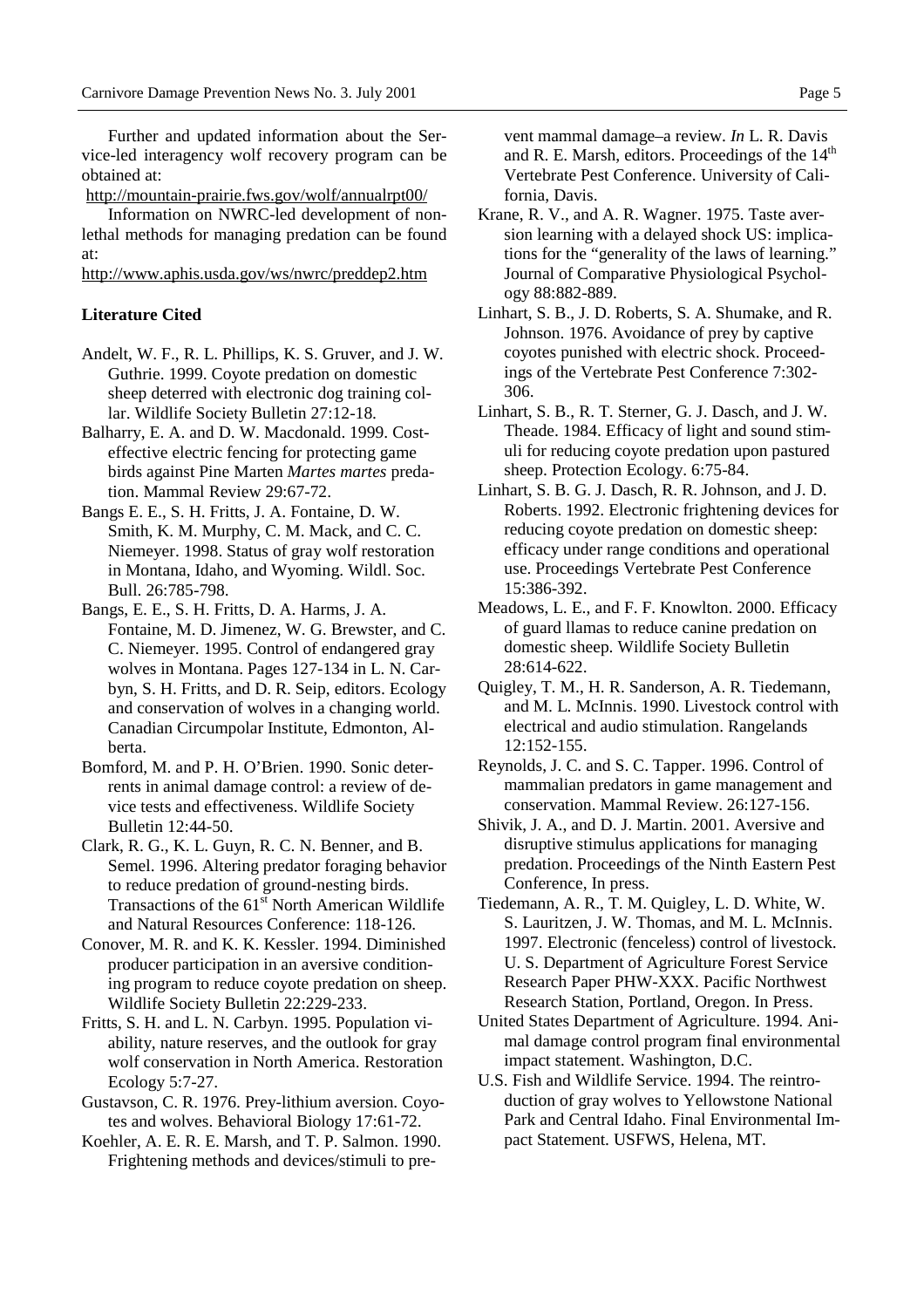Further and updated information about the Service-led interagency wolf recovery program can be obtained at:

http://mountain-prairie.fws.gov/wolf/annualrpt00/

Information on NWRC-led development of nonlethal methods for managing predation can be found at:

http://www.aphis.usda.gov/ws/nwrc/preddep2.htm

**Literature Cited**

Andelt, W. F., R. L. Phillips, K. S. Gruver, and J. W. Guthrie. 1999. Coyote predation on domestic sheep deterred with electronic dog training collar. Wildlife Society Bulletin 27:12-18.

Balharry, E. A. and D. W. Macdonald. 1999. Cost-effective electric fencing for protecting game birds against Pine Marten *Martes martes* predation. Mammal Review 29:67-72.

Bangs E. E., S. H. Fritts, J. A. Fontaine, D. W. Smith, K. M. Murphy, C. M. Mack, and C. C. Niemeyer. 1998. Status of gray wolf restoration in Montana, Idaho, and Wyoming. Wildl. Soc. Bull. 26:785-798.

Bangs, E. E., S. H. Fritts, D. A. Harms, J. A. Fontaine, M. D. Jimenez, W. G. Brewster, and C. C. Niemeyer. 1995. Control of endangered gray wolves in Montana. Pages 127-134 in L. N. Carbyn, S. H. Fritts, and D. R. Seip, editors. Ecology and conservation of wolves in a changing world. Canadian Circumpolar Institute, Edmonton, Alberta.

Bomford, M. and P. H. O'Brien. 1990. Sonic deterrents in animal damage control: a review of device tests and effectiveness. Wildlife Society Bulletin 12:44-50.

Clark, R. G., K. L. Guyn, R. C. N. Benner, and B. Semel. 1996. Altering predator foraging behavior to reduce predation of ground-nesting birds. Transactions of the 61st North American Wildlife and Natural Resources Conference: 118-126.

Conover, M. R. and K. K. Kessler. 1994. Diminished producer participation in an aversive conditioning program to reduce coyote predation on sheep. Wildlife Society Bulletin 22:229-233.

Fritts, S. H. and L. N. Carbyn. 1995. Population viability, nature reserves, and the outlook for gray wolf conservation in North America. Restoration Ecology 5:7-27.

Gustavson, C. R. 1976. Prey-lithium aversion. Coyotes and wolves. Behavioral Biology 17:61-72.

Koehler, A. E. R. E. Marsh, and T. P. Salmon. 1990. Frightening methods and devices/stimuli to prevent mammal damage–a review. *In* L. R. Davis and R. E. Marsh, editors. Proceedings of the 14th Vertebrate Pest Conference. University of California, Davis.

Krane, R. V., and A. R. Wagner. 1975. Taste aversion learning with a delayed shock US: implications for the "generality of the laws of learning." Journal of Comparative Physiological Psychology 88:882-889.

Linhart, S. B., J. D. Roberts, S. A. Shumake, and R. Johnson. 1976. Avoidance of prey by captive coyotes punished with electric shock. Proceedings of the Vertebrate Pest Conference 7:302-306.

Linhart, S. B., R. T. Sterner, G. J. Dasch, and J. W. Theade. 1984. Efficacy of light and sound stimuli for reducing coyote predation upon pastured sheep. Protection Ecology. 6:75-84.

Linhart, S. B. G. J. Dasch, R. R. Johnson, and J. D. Roberts. 1992. Electronic frightening devices for reducing coyote predation on domestic sheep: efficacy under range conditions and operational use. Proceedings Vertebrate Pest Conference 15:386-392.

Meadows, L. E., and F. F. Knowlton. 2000. Efficacy of guard llamas to reduce canine predation on domestic sheep. Wildlife Society Bulletin 28:614-622.

Quigley, T. M., H. R. Sanderson, A. R. Tiedemann, and M. L. McInnis. 1990. Livestock control with electrical and audio stimulation. Rangelands 12:152-155.

Reynolds, J. C. and S. C. Tapper. 1996. Control of mammalian predators in game management and conservation. Mammal Review. 26:127-156.

Shivik, J. A., and D. J. Martin. 2001. Aversive and disruptive stimulus applications for managing predation. Proceedings of the Ninth Eastern Pest Conference, In press.

Tiedemann, A. R., T. M. Quigley, L. D. White, W. S. Lauritzen, J. W. Thomas, and M. L. McInnis. 1997. Electronic (fenceless) control of livestock. U. S. Department of Agriculture Forest Service Research Paper PHW-XXX. Pacific Northwest Research Station, Portland, Oregon. In Press.

United States Department of Agriculture. 1994. Animal damage control program final environmental impact statement. Washington, D.C.

U.S. Fish and Wildlife Service. 1994. The reintroduction of gray wolves to Yellowstone National Park and Central Idaho. Final Environmental Impact Statement. USFWS, Helena, MT.